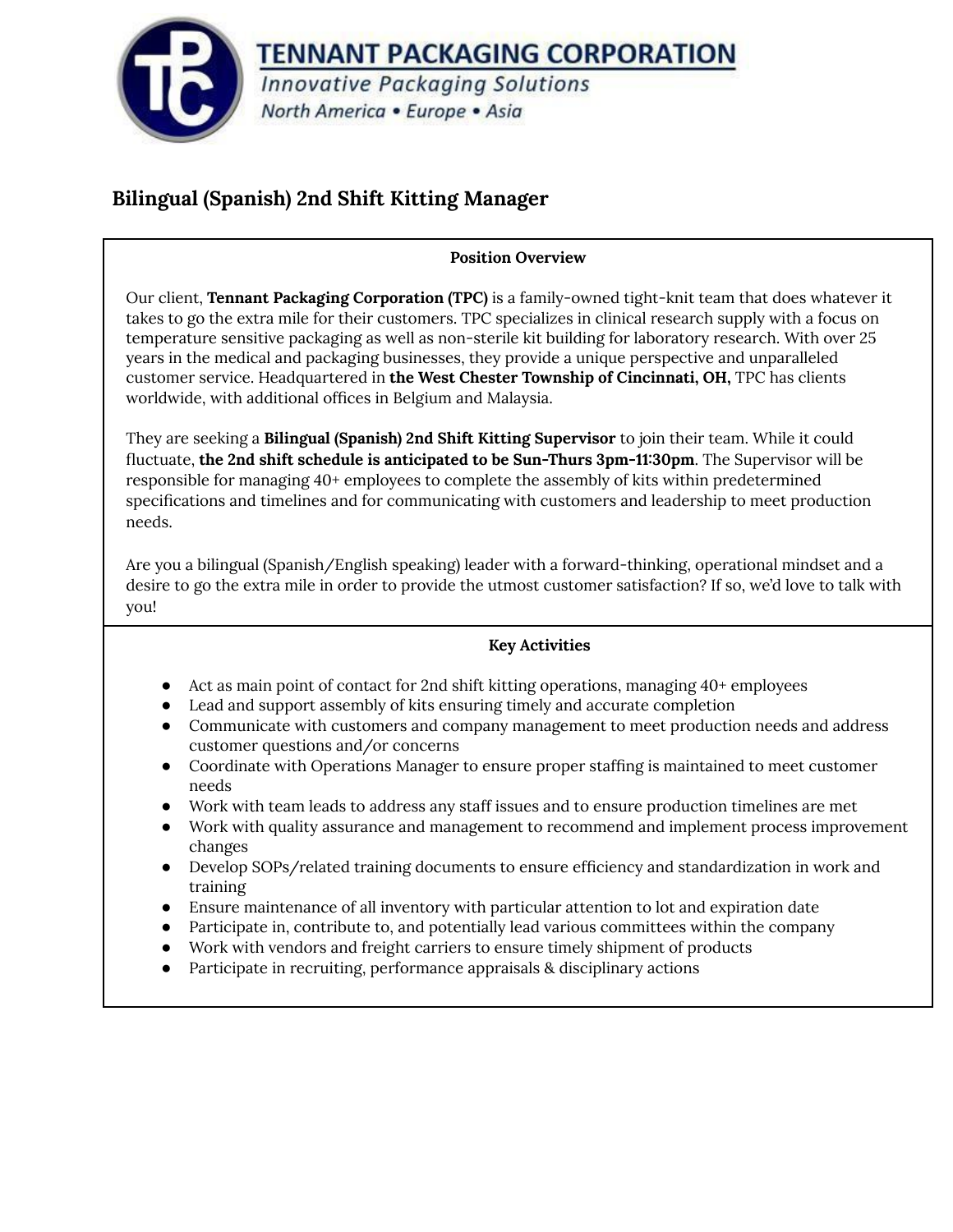TENNANT PACKAGING CORPORATION

*Innovative Packaging Solutions*

*North America • Europe • Asia*

# Bilingual (Spanish) 2nd Shift Kitting Manager

## Position Overview

Our client, **Tennant Packaging Corporation (TPC)** is a family-owned tight-knit team that does whatever it takes to go the extra mile for their customers. TPC specializes in clinical research supply with a focus on temperature sensitive packaging as well as non-sterile kit building for laboratory research. With over 25 years in the medical and packaging businesses, they provide a unique perspective and unparalleled customer service. Headquartered in **the West Chester Township of Cincinnati, OH,** TPC has clients worldwide, with additional offices in Belgium and Malaysia.

They are seeking a **Bilingual (Spanish) 2nd Shift Kitting Supervisor** to join their team. While it could fluctuate, **the 2nd shift schedule is anticipated to be Sun-Thurs 3pm-11:30pm**. The Supervisor will be responsible for managing 40+ employees to complete the assembly of kits within predetermined specifications and timelines and for communicating with customers and leadership to meet production needs.

Are you a bilingual (Spanish/English speaking) leader with a forward-thinking, operational mindset and a desire to go the extra mile in order to provide the utmost customer satisfaction? If so, we'd love to talk with you!

## Key Activities

- Act as main point of contact for 2nd shift kitting operations, managing 40+ employees
- Lead and support assembly of kits ensuring timely and accurate completion
- Communicate with customers and company management to meet production needs and address customer questions and/or concerns
- Coordinate with Operations Manager to ensure proper staffing is maintained to meet customer needs
- Work with team leads to address any staff issues and to ensure production timelines are met
- Work with quality assurance and management to recommend and implement process improvement changes
- Develop SOPs/related training documents to ensure efficiency and standardization in work and training
- Ensure maintenance of all inventory with particular attention to lot and expiration date
- Participate in, contribute to, and potentially lead various committees within the company
- Work with vendors and freight carriers to ensure timely shipment of products
- Participate in recruiting, performance appraisals & disciplinary actions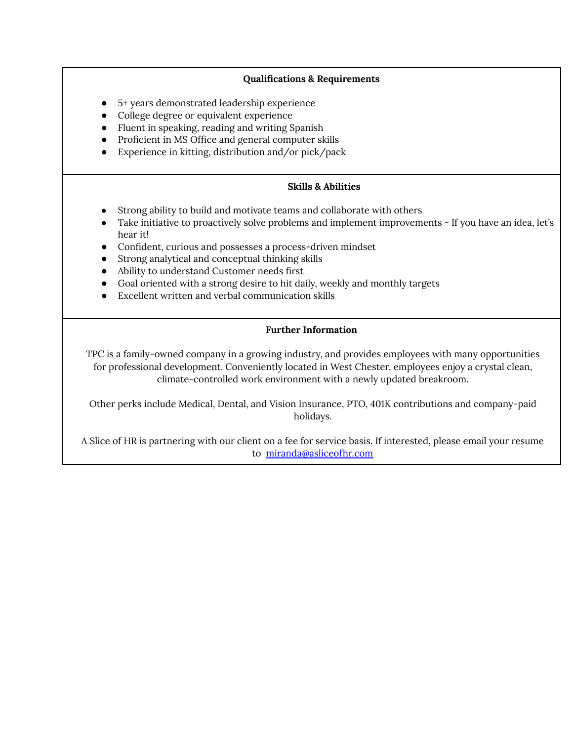## Qualifications & Requirements

- 5+ years demonstrated leadership experience
- College degree or equivalent experience
- Fluent in speaking, reading and writing Spanish
- Proficient in MS Office and general computer skills
- Experience in kitting, distribution and/or pick/pack

## Skills & Abilities

- Strong ability to build and motivate teams and collaborate with others
- Take initiative to proactively solve problems and implement improvements - If you have an idea, let's hear it!
- Confident, curious and possesses a process-driven mindset
- Strong analytical and conceptual thinking skills
- Ability to understand Customer needs first
- Goal oriented with a strong desire to hit daily, weekly and monthly targets
- Excellent written and verbal communication skills

## Further Information

TPC is a family-owned company in a growing industry, and provides employees with many opportunities for professional development. Conveniently located in West Chester, employees enjoy a crystal clean, climate-controlled work environment with a newly updated breakroom.

Other perks include Medical, Dental, and Vision Insurance, PTO, 401K contributions and company-paid holidays.

A Slice of HR is partnering with our client on a fee for service basis. If interested, please email your resume to [miranda@asliceofhr.com](mailto:miranda@asliceofhr.com)